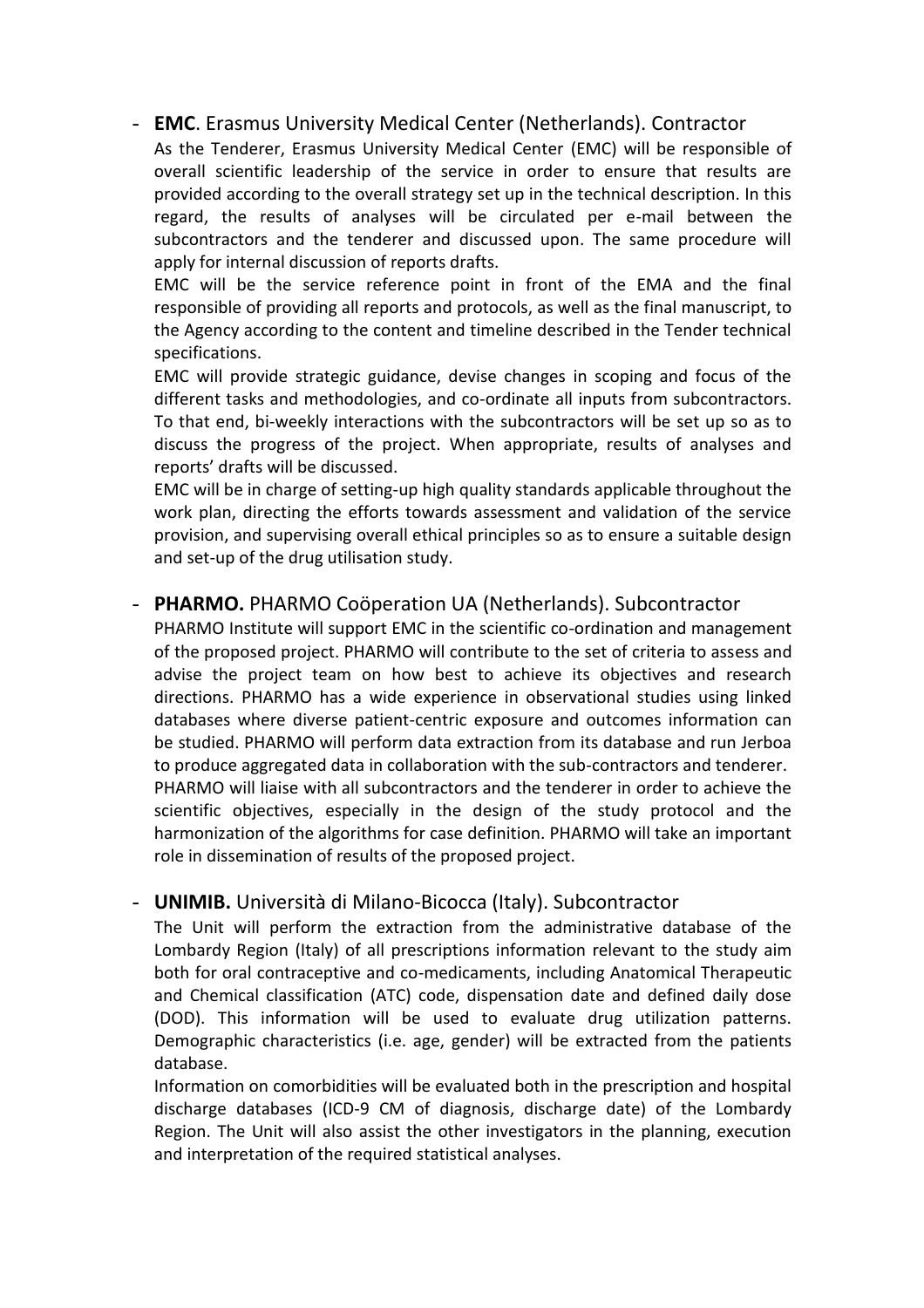- **EMC**. Erasmus University Medical Center (Netherlands). Contractor

  As the Tenderer, Erasmus University Medical Center (EMC) will be responsible of overall scientific leadership of the service in order to ensure that results are provided according to the overall strategy set up in the technical description. In this regard, the results of analyses will be circulated per e-mail between the subcontractors and the tenderer and discussed upon. The same procedure will apply for internal discussion of reports drafts.

  EMC will be the service reference point in front of the EMA and the final responsible of providing all reports and protocols, as well as the final manuscript, to the Agency according to the content and timeline described in the Tender technical specifications.

  EMC will provide strategic guidance, devise changes in scoping and focus of the different tasks and methodologies, and co-ordinate all inputs from subcontractors. To that end, bi-weekly interactions with the subcontractors will be set up so as to discuss the progress of the project. When appropriate, results of analyses and reports' drafts will be discussed.

  EMC will be in charge of setting-up high quality standards applicable throughout the work plan, directing the efforts towards assessment and validation of the service provision, and supervising overall ethical principles so as to ensure a suitable design and set-up of the drug utilisation study.

- **PHARMO.** PHARMO Coöperation UA (Netherlands). Subcontractor

  PHARMO Institute will support EMC in the scientific co-ordination and management of the proposed project. PHARMO will contribute to the set of criteria to assess and advise the project team on how best to achieve its objectives and research directions. PHARMO has a wide experience in observational studies using linked databases where diverse patient-centric exposure and outcomes information can be studied. PHARMO will perform data extraction from its database and run Jerboa to produce aggregated data in collaboration with the sub-contractors and tenderer.

  PHARMO will liaise with all subcontractors and the tenderer in order to achieve the scientific objectives, especially in the design of the study protocol and the harmonization of the algorithms for case definition. PHARMO will take an important role in dissemination of results of the proposed project.

- **UNIMIB.** Università di Milano-Bicocca (Italy). Subcontractor

  The Unit will perform the extraction from the administrative database of the Lombardy Region (Italy) of all prescriptions information relevant to the study aim both for oral contraceptive and co-medicaments, including Anatomical Therapeutic and Chemical classification (ATC) code, dispensation date and defined daily dose (DOD). This information will be used to evaluate drug utilization patterns. Demographic characteristics (i.e. age, gender) will be extracted from the patients database.

  Information on comorbidities will be evaluated both in the prescription and hospital discharge databases (ICD-9 CM of diagnosis, discharge date) of the Lombardy Region. The Unit will also assist the other investigators in the planning, execution and interpretation of the required statistical analyses.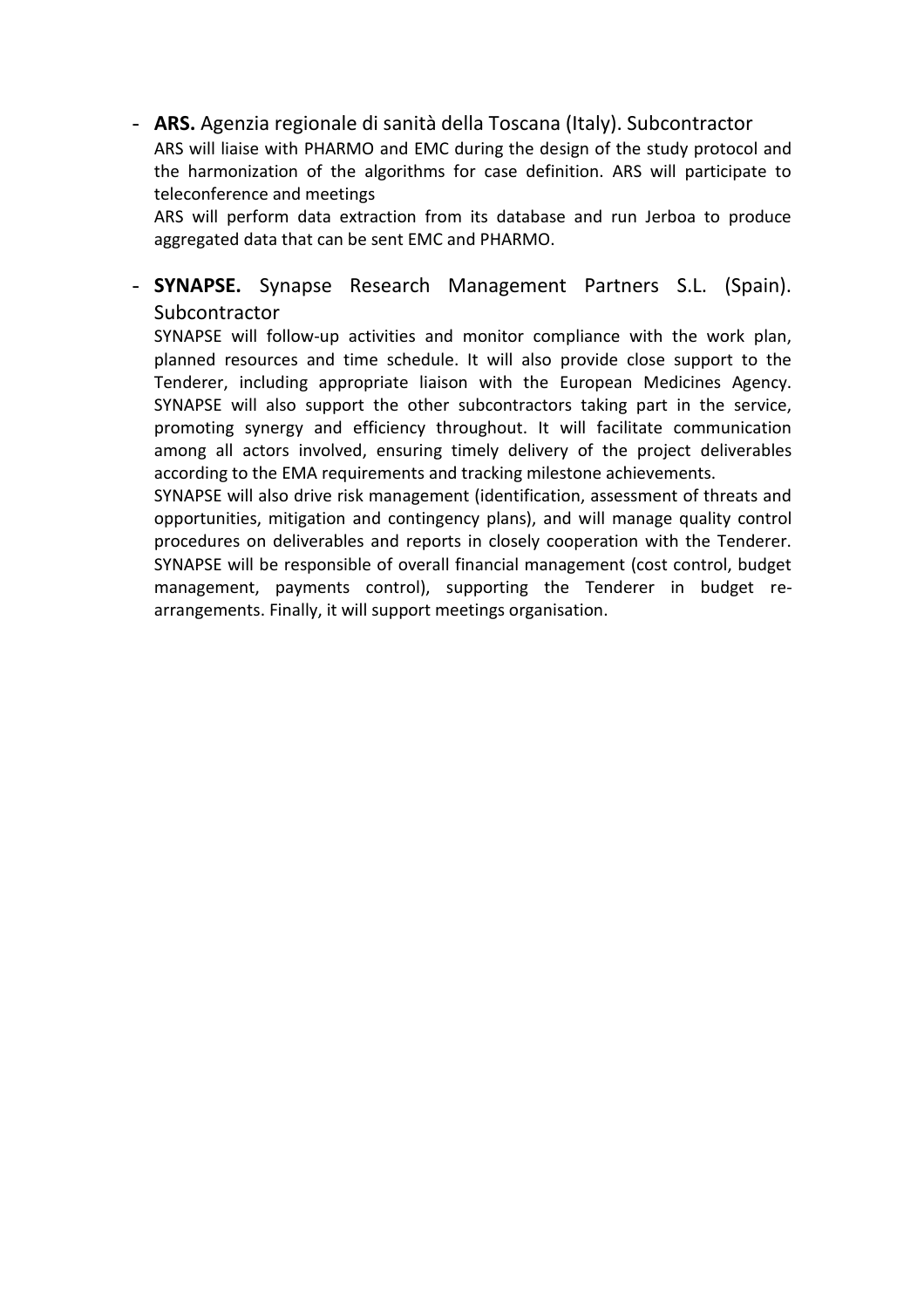- **ARS.** Agenzia regionale di sanità della Toscana (Italy). Subcontractor

  ARS will liaise with PHARMO and EMC during the design of the study protocol and the harmonization of the algorithms for case definition. ARS will participate to teleconference and meetings

  ARS will perform data extraction from its database and run Jerboa to produce aggregated data that can be sent EMC and PHARMO.

- **SYNAPSE.** Synapse Research Management Partners S.L. (Spain). Subcontractor

  SYNAPSE will follow-up activities and monitor compliance with the work plan, planned resources and time schedule. It will also provide close support to the Tenderer, including appropriate liaison with the European Medicines Agency. SYNAPSE will also support the other subcontractors taking part in the service, promoting synergy and efficiency throughout. It will facilitate communication among all actors involved, ensuring timely delivery of the project deliverables according to the EMA requirements and tracking milestone achievements.

  SYNAPSE will also drive risk management (identification, assessment of threats and opportunities, mitigation and contingency plans), and will manage quality control procedures on deliverables and reports in closely cooperation with the Tenderer. SYNAPSE will be responsible of overall financial management (cost control, budget management, payments control), supporting the Tenderer in budget re-arrangements. Finally, it will support meetings organisation.